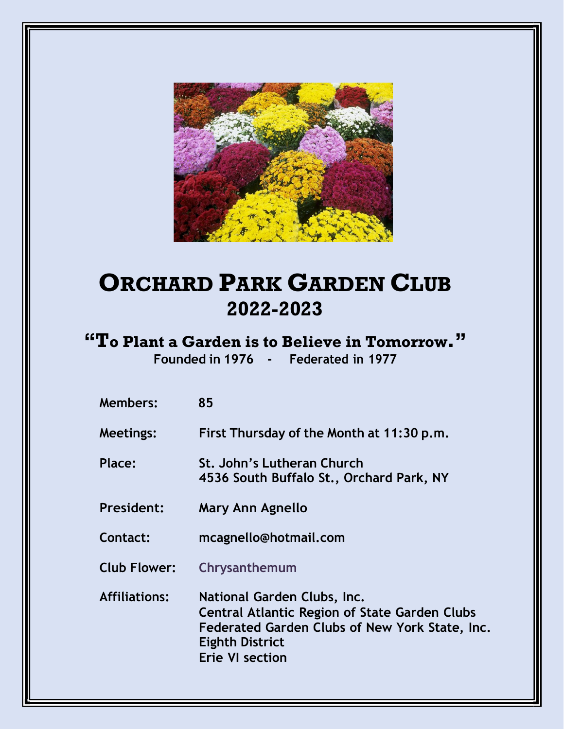# ORCHARD PARK GARDEN CLUB
## 2022-2023

### "To Plant a Garden is to Believe in Tomorrow."

**Founded in 1976 - Federated in 1977**

| | |
|---|---|
| **Members:** | **85** |
| **Meetings:** | **First Thursday of the Month at 11:30 p.m.** |
| **Place:** | **St. John's Lutheran Church**<br>**4536 South Buffalo St., Orchard Park, NY** |
| **President:** | **Mary Ann Agnello** |
| **Contact:** | **mcagnello@hotmail.com** |
| **Club Flower:** | **Chrysanthemum** |
| **Affiliations:** | **National Garden Clubs, Inc.**<br>**Central Atlantic Region of State Garden Clubs**<br>**Federated Garden Clubs of New York State, Inc.**<br>**Eighth District**<br>**Erie VI section** |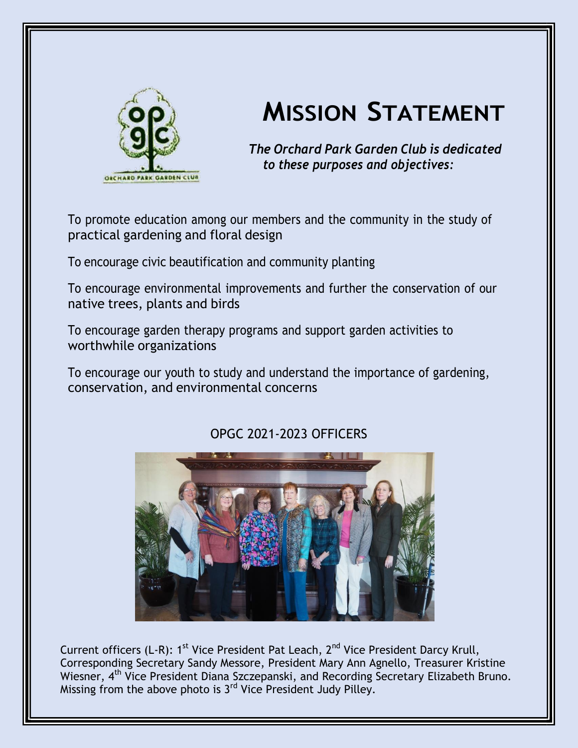# Mission Statement

***The Orchard Park Garden Club is dedicated to these purposes and objectives:***

To promote education among our members and the community in the study of practical gardening and floral design

To encourage civic beautification and community planting

To encourage environmental improvements and further the conservation of our native trees, plants and birds

To encourage garden therapy programs and support garden activities to worthwhile organizations

To encourage our youth to study and understand the importance of gardening, conservation, and environmental concerns

OPGC 2021-2023 OFFICERS

Current officers (L-R): 1st Vice President Pat Leach, 2nd Vice President Darcy Krull, Corresponding Secretary Sandy Messore, President Mary Ann Agnello, Treasurer Kristine Wiesner, 4th Vice President Diana Szczepanski, and Recording Secretary Elizabeth Bruno. Missing from the above photo is 3rd Vice President Judy Pilley.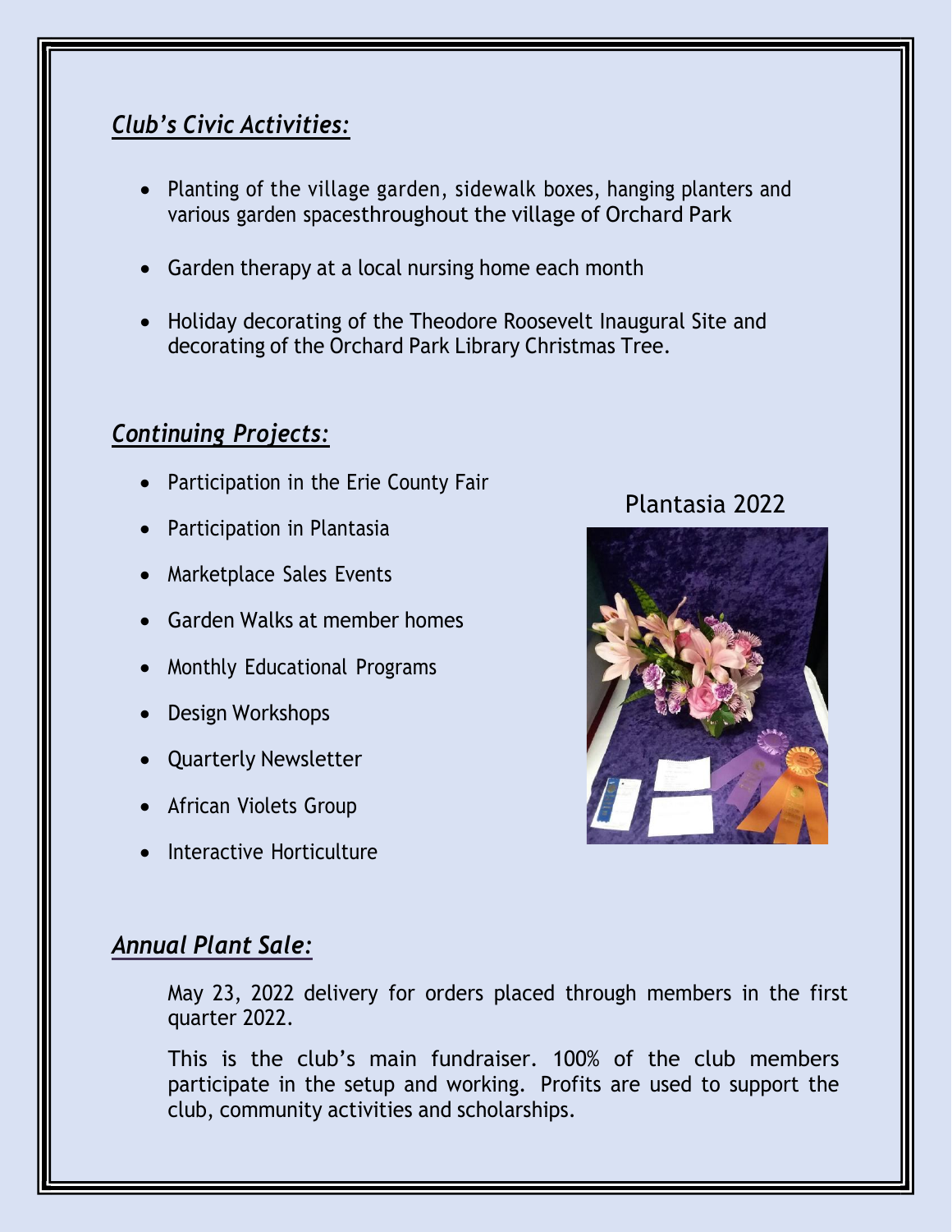## *Club's Civic Activities:*

- Planting of the village garden, sidewalk boxes, hanging planters and various garden spacesthroughout the village of Orchard Park
- Garden therapy at a local nursing home each month
- Holiday decorating of the Theodore Roosevelt Inaugural Site and decorating of the Orchard Park Library Christmas Tree.

## *Continuing Projects:*

- Participation in the Erie County Fair
- Participation in Plantasia
- Marketplace Sales Events
- Garden Walks at member homes
- Monthly Educational Programs
- Design Workshops
- Quarterly Newsletter
- African Violets Group
- Interactive Horticulture

Plantasia 2022

## *Annual Plant Sale:*

May 23, 2022 delivery for orders placed through members in the first quarter 2022.

This is the club's main fundraiser. 100% of the club members participate in the setup and working. Profits are used to support the club, community activities and scholarships.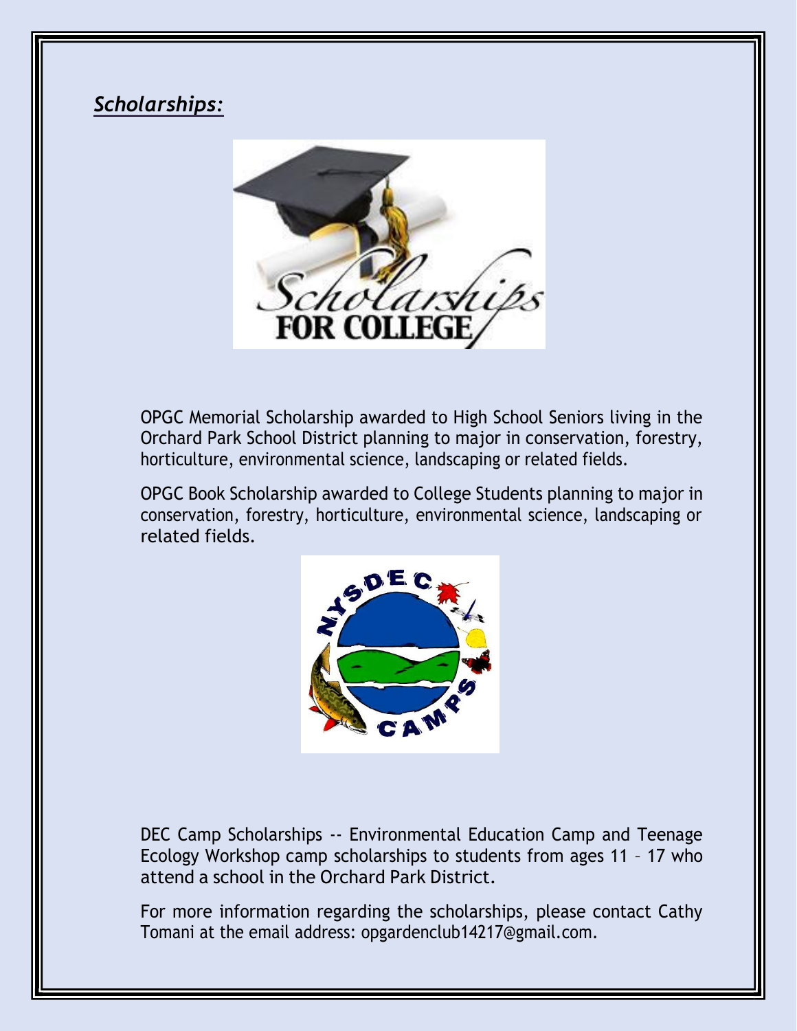***Scholarships:***

OPGC Memorial Scholarship awarded to High School Seniors living in the Orchard Park School District planning to major in conservation, forestry, horticulture, environmental science, landscaping or related fields.

OPGC Book Scholarship awarded to College Students planning to major in conservation, forestry, horticulture, environmental science, landscaping or related fields.

DEC Camp Scholarships -- Environmental Education Camp and Teenage Ecology Workshop camp scholarships to students from ages 11 – 17 who attend a school in the Orchard Park District.

For more information regarding the scholarships, please contact Cathy Tomani at the email address: opgardenclub14217@gmail.com.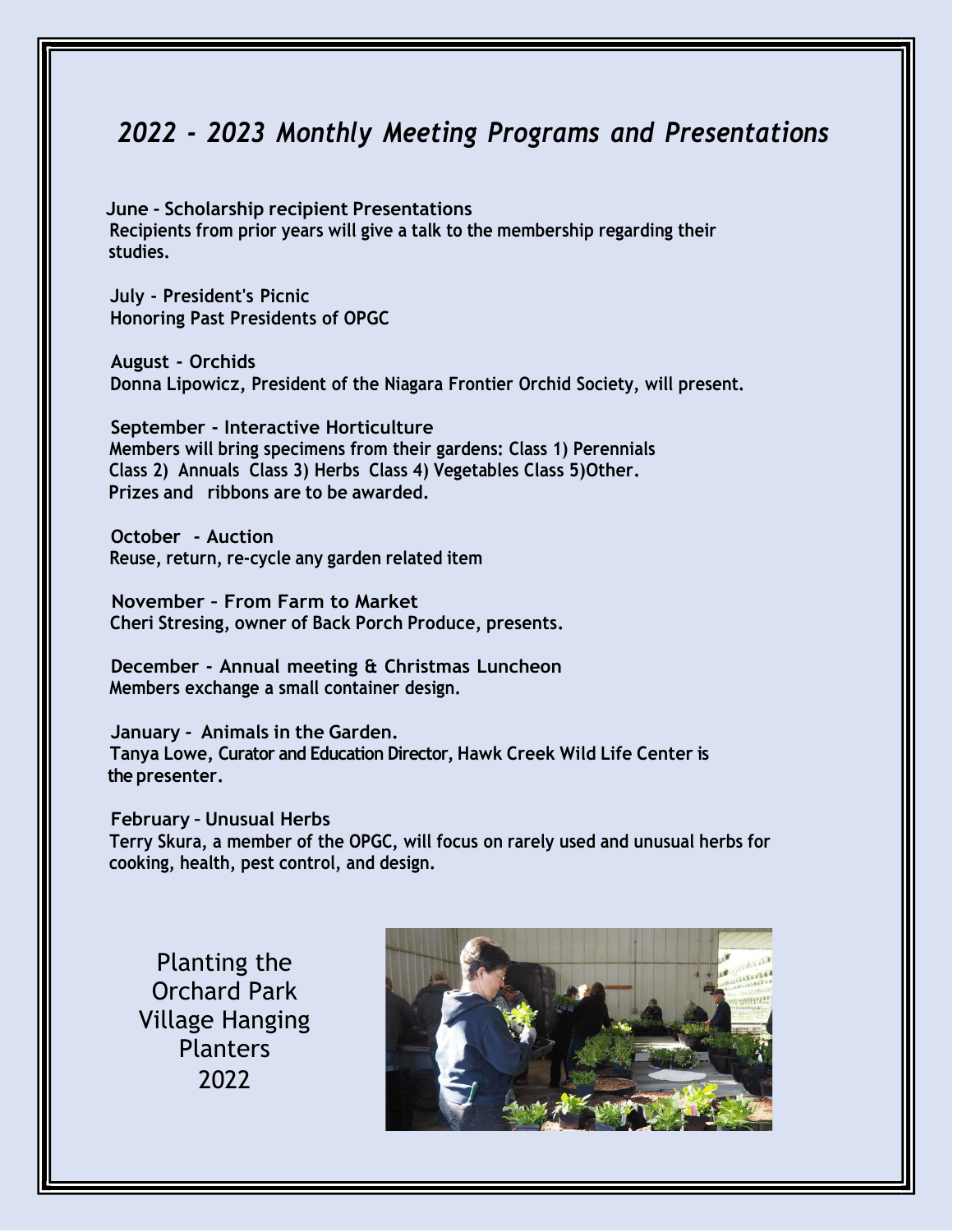# *2022 - 2023 Monthly Meeting Programs and Presentations*

**June - Scholarship recipient Presentations**
Recipients from prior years will give a talk to the membership regarding their studies.

**July - President's Picnic**
Honoring Past Presidents of OPGC

**August - Orchids**
Donna Lipowicz, President of the Niagara Frontier Orchid Society, will present.

**September - Interactive Horticulture**
Members will bring specimens from their gardens: Class 1) Perennials Class 2) Annuals Class 3) Herbs Class 4) Vegetables Class 5)Other. Prizes and ribbons are to be awarded.

**October - Auction**
Reuse, return, re-cycle any garden related item

**November – From Farm to Market**
Cheri Stresing, owner of Back Porch Produce, presents.

**December - Annual meeting & Christmas Luncheon**
Members exchange a small container design.

**January - Animals in the Garden.**
Tanya Lowe, Curator and Education Director, Hawk Creek Wild Life Center is the presenter.

**February – Unusual Herbs**
Terry Skura, a member of the OPGC, will focus on rarely used and unusual herbs for cooking, health, pest control, and design.

Planting the Orchard Park Village Hanging Planters 2022